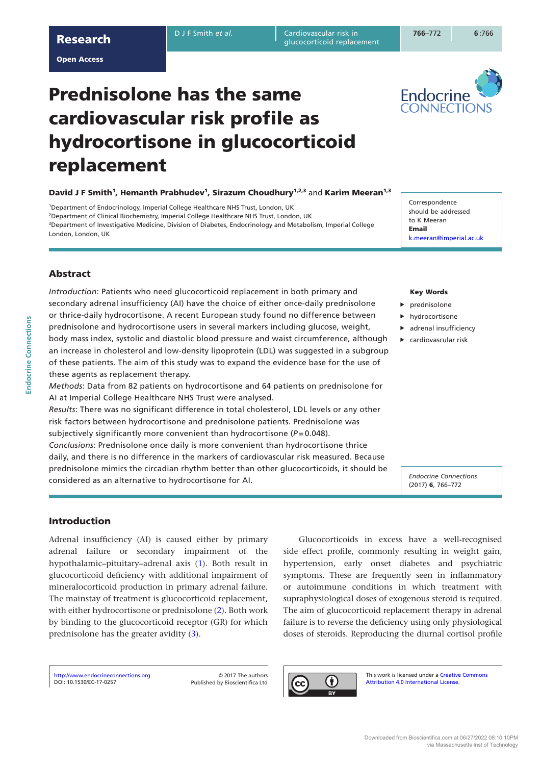Research

Open Access

# Prednisolone has the same cardiovascular risk profile as hydrocortisone in glucocorticoid replacement

**David J F Smith**[1], **Hemanth Prabhudev**[1], **Sirazum Choudhury**[1,2,3] and **Karim Meeran**[1,3]

[1]Department of Endocrinology, Imperial College Healthcare NHS Trust, London, UK
[2]Department of Clinical Biochemistry, Imperial College Healthcare NHS Trust, London, UK
[3]Department of Investigative Medicine, Division of Diabetes, Endocrinology and Metabolism, Imperial College London, London, UK

Correspondence should be addressed to K Meeran
**Email**
k.meeran@imperial.ac.uk

## Abstract

*Introduction*: Patients who need glucocorticoid replacement in both primary and secondary adrenal insufficiency (AI) have the choice of either once-daily prednisolone or thrice-daily hydrocortisone. A recent European study found no difference between prednisolone and hydrocortisone users in several markers including glucose, weight, body mass index, systolic and diastolic blood pressure and waist circumference, although an increase in cholesterol and low-density lipoprotein (LDL) was suggested in a subgroup of these patients. The aim of this study was to expand the evidence base for the use of these agents as replacement therapy.

*Methods*: Data from 82 patients on hydrocortisone and 64 patients on prednisolone for AI at Imperial College Healthcare NHS Trust were analysed.

*Results*: There was no significant difference in total cholesterol, LDL levels or any other risk factors between hydrocortisone and prednisolone patients. Prednisolone was subjectively significantly more convenient than hydrocortisone ($P = 0.048$).

*Conclusions*: Prednisolone once daily is more convenient than hydrocortisone thrice daily, and there is no difference in the markers of cardiovascular risk measured. Because prednisolone mimics the circadian rhythm better than other glucocorticoids, it should be considered as an alternative to hydrocortisone for AI.

**Key Words**

- prednisolone
- hydrocortisone
- adrenal insufficiency
- cardiovascular risk

*Endocrine Connections*
(2017) **6**, 766–772

## Introduction

Adrenal insufficiency (AI) is caused either by primary adrenal failure or secondary impairment of the hypothalamic–pituitary–adrenal axis (1). Both result in glucocorticoid deficiency with additional impairment of mineralocorticoid production in primary adrenal failure. The mainstay of treatment is glucocorticoid replacement, with either hydrocortisone or prednisolone (2). Both work by binding to the glucocorticoid receptor (GR) for which prednisolone has the greater avidity (3).

Glucocorticoids in excess have a well-recognised side effect profile, commonly resulting in weight gain, hypertension, early onset diabetes and psychiatric symptoms. These are frequently seen in inflammatory or autoimmune conditions in which treatment with supraphysiological doses of exogenous steroid is required. The aim of glucocorticoid replacement therapy in adrenal failure is to reverse the deficiency using only physiological doses of steroids. Reproducing the diurnal cortisol profile

http://www.endocrineconnections.org
DOI: 10.1530/EC-17-0257

© 2017 The authors
Published by Bioscientifica Ltd

This work is licensed under a Creative Commons Attribution 4.0 International License.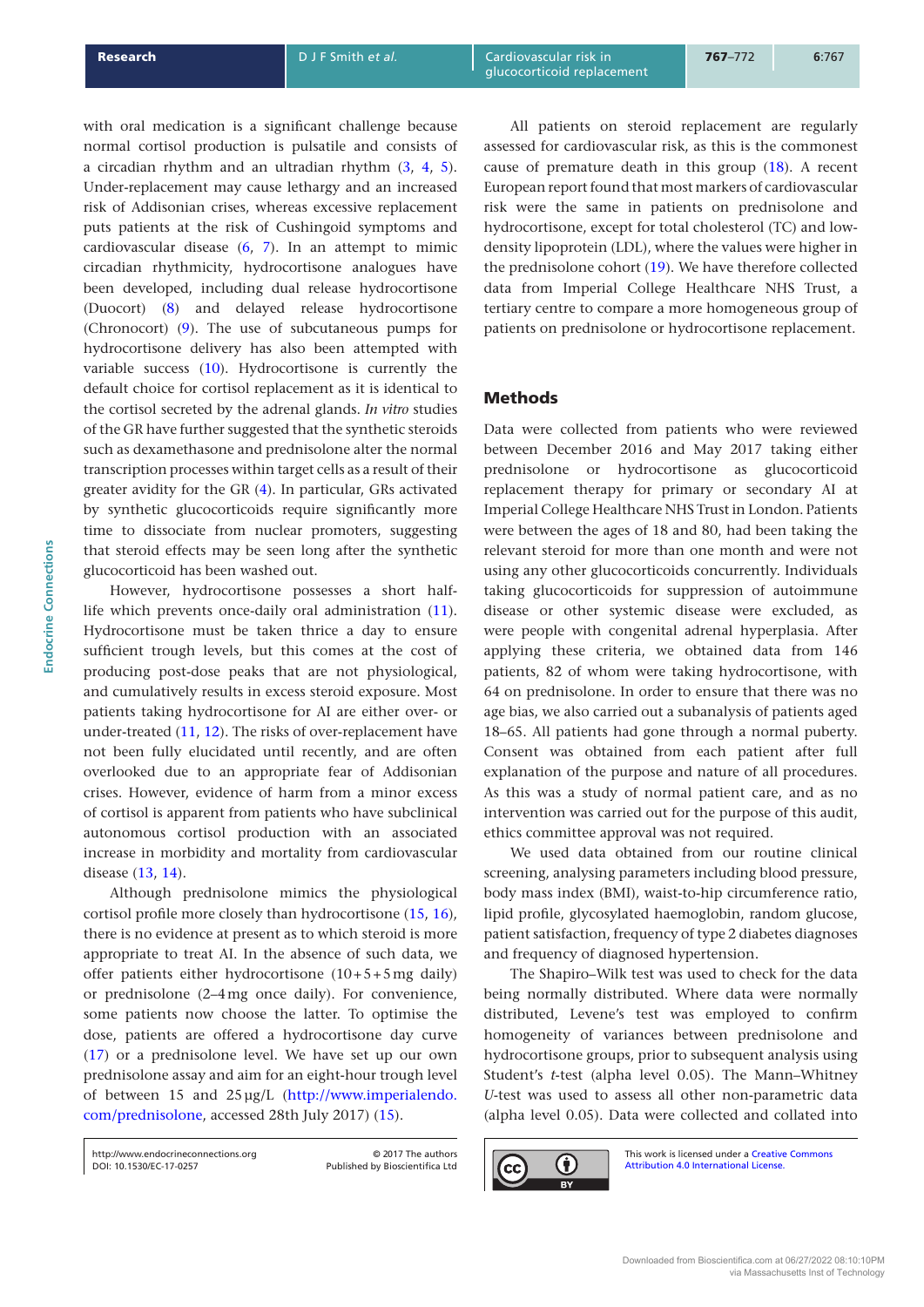with oral medication is a significant challenge because normal cortisol production is pulsatile and consists of a circadian rhythm and an ultradian rhythm (3, 4, 5). Under-replacement may cause lethargy and an increased risk of Addisonian crises, whereas excessive replacement puts patients at the risk of Cushingoid symptoms and cardiovascular disease (6, 7). In an attempt to mimic circadian rhythmicity, hydrocortisone analogues have been developed, including dual release hydrocortisone (Duocort) (8) and delayed release hydrocortisone (Chronocort) (9). The use of subcutaneous pumps for hydrocortisone delivery has also been attempted with variable success (10). Hydrocortisone is currently the default choice for cortisol replacement as it is identical to the cortisol secreted by the adrenal glands. *In vitro* studies of the GR have further suggested that the synthetic steroids such as dexamethasone and prednisolone alter the normal transcription processes within target cells as a result of their greater avidity for the GR (4). In particular, GRs activated by synthetic glucocorticoids require significantly more time to dissociate from nuclear promoters, suggesting that steroid effects may be seen long after the synthetic glucocorticoid has been washed out.

However, hydrocortisone possesses a short half-life which prevents once-daily oral administration (11). Hydrocortisone must be taken thrice a day to ensure sufficient trough levels, but this comes at the cost of producing post-dose peaks that are not physiological, and cumulatively results in excess steroid exposure. Most patients taking hydrocortisone for AI are either over- or under-treated (11, 12). The risks of over-replacement have not been fully elucidated until recently, and are often overlooked due to an appropriate fear of Addisonian crises. However, evidence of harm from a minor excess of cortisol is apparent from patients who have subclinical autonomous cortisol production with an associated increase in morbidity and mortality from cardiovascular disease (13, 14).

Although prednisolone mimics the physiological cortisol profile more closely than hydrocortisone (15, 16), there is no evidence at present as to which steroid is more appropriate to treat AI. In the absence of such data, we offer patients either hydrocortisone (10+5+5mg daily) or prednisolone (2–4mg once daily). For convenience, some patients now choose the latter. To optimise the dose, patients are offered a hydrocortisone day curve (17) or a prednisolone level. We have set up our own prednisolone assay and aim for an eight-hour trough level of between 15 and 25µg/L (http://www.imperialendo.com/prednisolone, accessed 28th July 2017) (15).

All patients on steroid replacement are regularly assessed for cardiovascular risk, as this is the commonest cause of premature death in this group (18). A recent European report found that most markers of cardiovascular risk were the same in patients on prednisolone and hydrocortisone, except for total cholesterol (TC) and low-density lipoprotein (LDL), where the values were higher in the prednisolone cohort (19). We have therefore collected data from Imperial College Healthcare NHS Trust, a tertiary centre to compare a more homogeneous group of patients on prednisolone or hydrocortisone replacement.

## Methods

Data were collected from patients who were reviewed between December 2016 and May 2017 taking either prednisolone or hydrocortisone as glucocorticoid replacement therapy for primary or secondary AI at Imperial College Healthcare NHS Trust in London. Patients were between the ages of 18 and 80, had been taking the relevant steroid for more than one month and were not using any other glucocorticoids concurrently. Individuals taking glucocorticoids for suppression of autoimmune disease or other systemic disease were excluded, as were people with congenital adrenal hyperplasia. After applying these criteria, we obtained data from 146 patients, 82 of whom were taking hydrocortisone, with 64 on prednisolone. In order to ensure that there was no age bias, we also carried out a subanalysis of patients aged 18–65. All patients had gone through a normal puberty. Consent was obtained from each patient after full explanation of the purpose and nature of all procedures. As this was a study of normal patient care, and as no intervention was carried out for the purpose of this audit, ethics committee approval was not required.

We used data obtained from our routine clinical screening, analysing parameters including blood pressure, body mass index (BMI), waist-to-hip circumference ratio, lipid profile, glycosylated haemoglobin, random glucose, patient satisfaction, frequency of type 2 diabetes diagnoses and frequency of diagnosed hypertension.

The Shapiro–Wilk test was used to check for the data being normally distributed. Where data were normally distributed, Levene's test was employed to confirm homogeneity of variances between prednisolone and hydrocortisone groups, prior to subsequent analysis using Student's *t*-test (alpha level 0.05). The Mann–Whitney *U*-test was used to assess all other non-parametric data (alpha level 0.05). Data were collected and collated into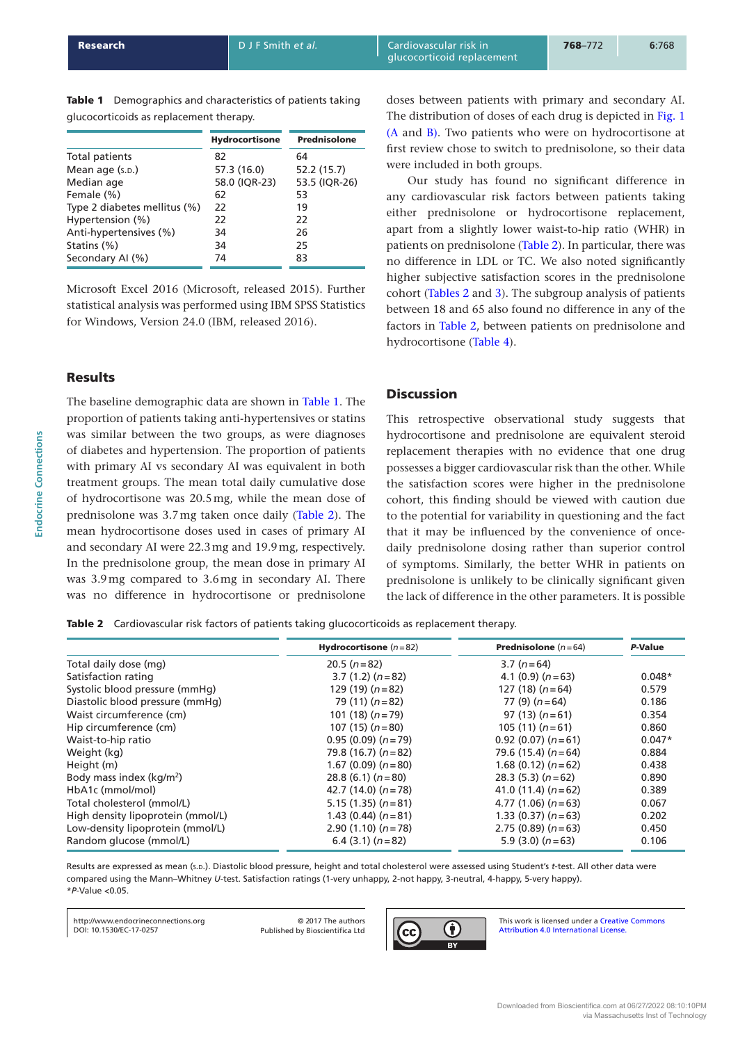**Table 1** Demographics and characteristics of patients taking glucocorticoids as replacement therapy.

| | Hydrocortisone | Prednisolone |
|---|---|---|
| Total patients | 82 | 64 |
| Mean age (S.D.) | 57.3 (16.0) | 52.2 (15.7) |
| Median age | 58.0 (IQR-23) | 53.5 (IQR-26) |
| Female (%) | 62 | 53 |
| Type 2 diabetes mellitus (%) | 22 | 19 |
| Hypertension (%) | 22 | 22 |
| Anti-hypertensives (%) | 34 | 26 |
| Statins (%) | 34 | 25 |
| Secondary AI (%) | 74 | 83 |

Microsoft Excel 2016 (Microsoft, released 2015). Further statistical analysis was performed using IBM SPSS Statistics for Windows, Version 24.0 (IBM, released 2016).

## Results

The baseline demographic data are shown in Table 1. The proportion of patients taking anti-hypertensives or statins was similar between the two groups, as were diagnoses of diabetes and hypertension. The proportion of patients with primary AI vs secondary AI was equivalent in both treatment groups. The mean total daily cumulative dose of hydrocortisone was 20.5 mg, while the mean dose of prednisolone was 3.7 mg taken once daily (Table 2). The mean hydrocortisone doses used in cases of primary AI and secondary AI were 22.3 mg and 19.9 mg, respectively. In the prednisolone group, the mean dose in primary AI was 3.9 mg compared to 3.6 mg in secondary AI. There was no difference in hydrocortisone or prednisolone doses between patients with primary and secondary AI. The distribution of doses of each drug is depicted in Fig. 1 (A and B). Two patients who were on hydrocortisone at first review chose to switch to prednisolone, so their data were included in both groups.

Our study has found no significant difference in any cardiovascular risk factors between patients taking either prednisolone or hydrocortisone replacement, apart from a slightly lower waist-to-hip ratio (WHR) in patients on prednisolone (Table 2). In particular, there was no difference in LDL or TC. We also noted significantly higher subjective satisfaction scores in the prednisolone cohort (Tables 2 and 3). The subgroup analysis of patients between 18 and 65 also found no difference in any of the factors in Table 2, between patients on prednisolone and hydrocortisone (Table 4).

## Discussion

This retrospective observational study suggests that hydrocortisone and prednisolone are equivalent steroid replacement therapies with no evidence that one drug possesses a bigger cardiovascular risk than the other. While the satisfaction scores were higher in the prednisolone cohort, this finding should be viewed with caution due to the potential for variability in questioning and the fact that it may be influenced by the convenience of once-daily prednisolone dosing rather than superior control of symptoms. Similarly, the better WHR in patients on prednisolone is unlikely to be clinically significant given the lack of difference in the other parameters. It is possible

**Table 2** Cardiovascular risk factors of patients taking glucocorticoids as replacement therapy.

| | Hydrocortisone ($n$=82) | Prednisolone ($n$=64) | *P*-Value |
|---|---|---|---|
| Total daily dose (mg) | 20.5 ($n$=82) | 3.7 ($n$=64) | |
| Satisfaction rating | 3.7 (1.2) ($n$=82) | 4.1 (0.9) ($n$=63) | 0.048* |
| Systolic blood pressure (mmHg) | 129 (19) ($n$=82) | 127 (18) ($n$=64) | 0.579 |
| Diastolic blood pressure (mmHg) | 79 (11) ($n$=82) | 77 (9) ($n$=64) | 0.186 |
| Waist circumference (cm) | 101 (18) ($n$=79) | 97 (13) ($n$=61) | 0.354 |
| Hip circumference (cm) | 107 (15) ($n$=80) | 105 (11) ($n$=61) | 0.860 |
| Waist-to-hip ratio | 0.95 (0.09) ($n$=79) | 0.92 (0.07) ($n$=61) | 0.047* |
| Weight (kg) | 79.8 (16.7) ($n$=82) | 79.6 (15.4) ($n$=64) | 0.884 |
| Height (m) | 1.67 (0.09) ($n$=80) | 1.68 (0.12) ($n$=62) | 0.438 |
| Body mass index (kg/m$^2$) | 28.8 (6.1) ($n$=80) | 28.3 (5.3) ($n$=62) | 0.890 |
| HbA1c (mmol/mol) | 42.7 (14.0) ($n$=78) | 41.0 (11.4) ($n$=62) | 0.389 |
| Total cholesterol (mmol/L) | 5.15 (1.35) ($n$=81) | 4.77 (1.06) ($n$=63) | 0.067 |
| High density lipoprotein (mmol/L) | 1.43 (0.44) ($n$=81) | 1.33 (0.37) ($n$=63) | 0.202 |
| Low-density lipoprotein (mmol/L) | 2.90 (1.10) ($n$=78) | 2.75 (0.89) ($n$=63) | 0.450 |
| Random glucose (mmol/L) | 6.4 (3.1) ($n$=82) | 5.9 (3.0) ($n$=63) | 0.106 |

Results are expressed as mean (S.D.). Diastolic blood pressure, height and total cholesterol were assessed using Student's *t*-test. All other data were compared using the Mann–Whitney *U*-test. Satisfaction ratings (1-very unhappy, 2-not happy, 3-neutral, 4-happy, 5-very happy).
**P*-Value <0.05.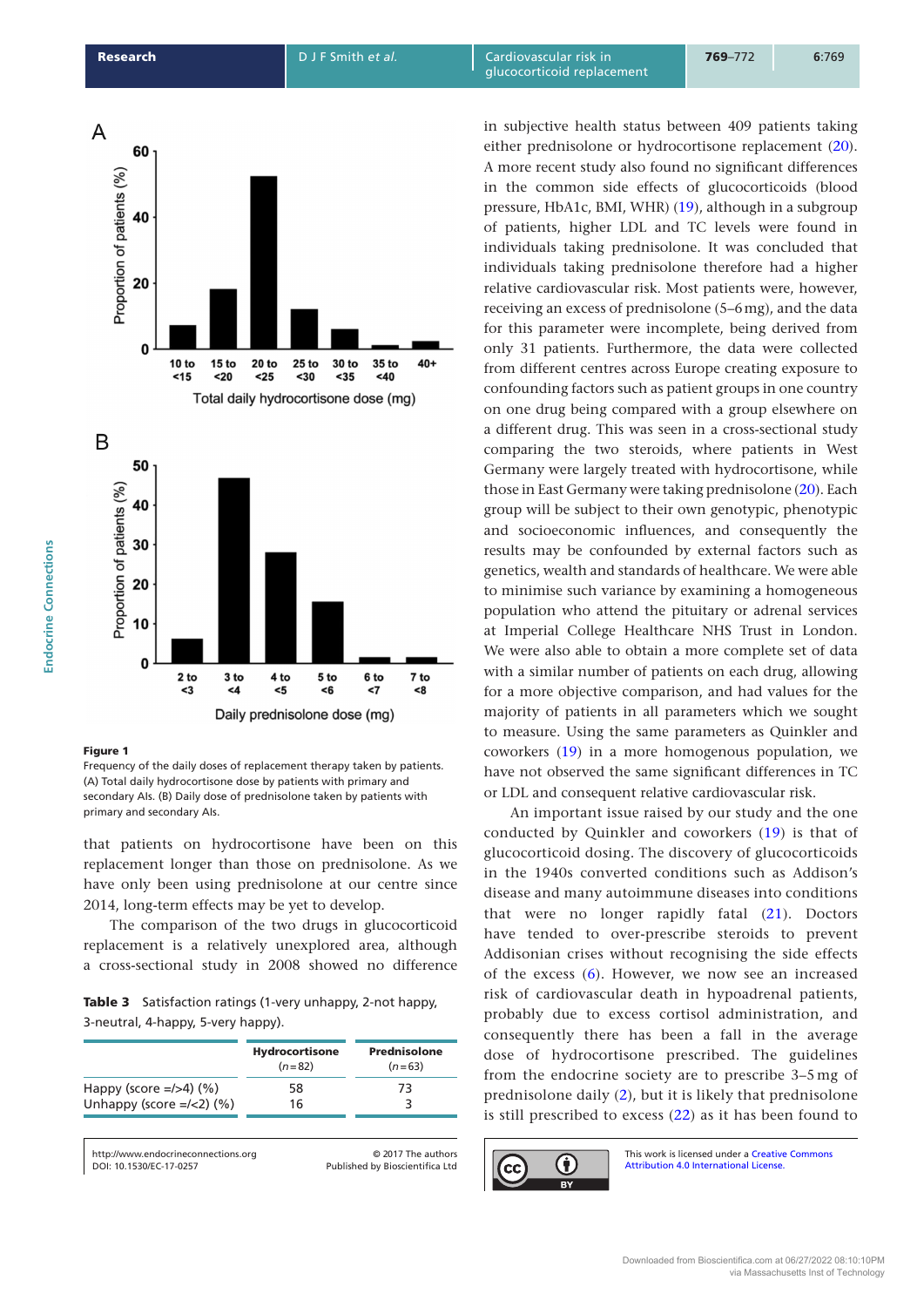**Figure 1**
Frequency of the daily doses of replacement therapy taken by patients. (A) Total daily hydrocortisone dose by patients with primary and secondary AIs. (B) Daily dose of prednisolone taken by patients with primary and secondary AIs.

that patients on hydrocortisone have been on this replacement longer than those on prednisolone. As we have only been using prednisolone at our centre since 2014, long-term effects may be yet to develop.

The comparison of the two drugs in glucocorticoid replacement is a relatively unexplored area, although a cross-sectional study in 2008 showed no difference in subjective health status between 409 patients taking either prednisolone or hydrocortisone replacement (20). A more recent study also found no significant differences in the common side effects of glucocorticoids (blood pressure, HbA1c, BMI, WHR) (19), although in a subgroup of patients, higher LDL and TC levels were found in individuals taking prednisolone. It was concluded that individuals taking prednisolone therefore had a higher relative cardiovascular risk. Most patients were, however, receiving an excess of prednisolone (5–6 mg), and the data for this parameter were incomplete, being derived from only 31 patients. Furthermore, the data were collected from different centres across Europe creating exposure to confounding factors such as patient groups in one country on one drug being compared with a group elsewhere on a different drug. This was seen in a cross-sectional study comparing the two steroids, where patients in West Germany were largely treated with hydrocortisone, while those in East Germany were taking prednisolone (20). Each group will be subject to their own genotypic, phenotypic and socioeconomic influences, and consequently the results may be confounded by external factors such as genetics, wealth and standards of healthcare. We were able to minimise such variance by examining a homogeneous population who attend the pituitary or adrenal services at Imperial College Healthcare NHS Trust in London. We were also able to obtain a more complete set of data with a similar number of patients on each drug, allowing for a more objective comparison, and had values for the majority of patients in all parameters which we sought to measure. Using the same parameters as Quinkler and coworkers (19) in a more homogenous population, we have not observed the same significant differences in TC or LDL and consequent relative cardiovascular risk.

An important issue raised by our study and the one conducted by Quinkler and coworkers (19) is that of glucocorticoid dosing. The discovery of glucocorticoids in the 1940s converted conditions such as Addison's disease and many autoimmune diseases into conditions that were no longer rapidly fatal (21). Doctors have tended to over-prescribe steroids to prevent Addisonian crises without recognising the side effects of the excess (6). However, we now see an increased risk of cardiovascular death in hypoadrenal patients, probably due to excess cortisol administration, and consequently there has been a fall in the average dose of hydrocortisone prescribed. The guidelines from the endocrine society are to prescribe 3–5 mg of prednisolone daily (2), but it is likely that prednisolone is still prescribed to excess (22) as it has been found to

**Table 3** Satisfaction ratings (1-very unhappy, 2-not happy, 3-neutral, 4-happy, 5-very happy).

| | Hydrocortisone ($n$=82) | Prednisolone ($n$=63) |
|---|---|---|
| Happy (score =/>4) (%) | 58 | 73 |
| Unhappy (score =/<2) (%) | 16 | 3 |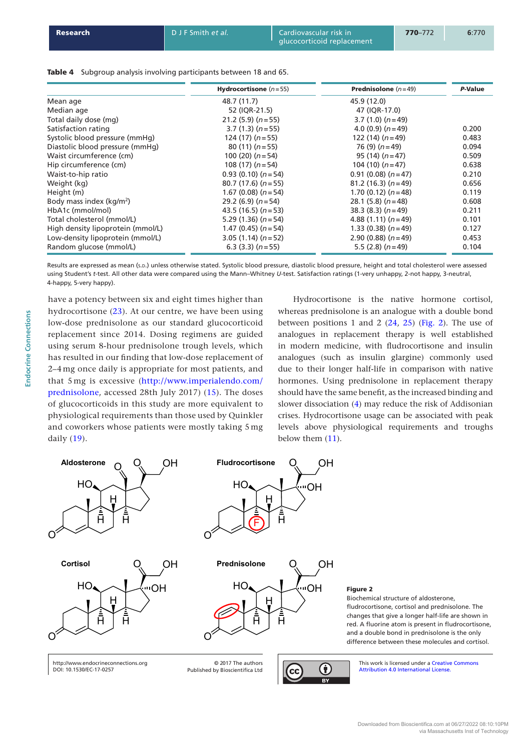**Table 4** Subgroup analysis involving participants between 18 and 65.

| | Hydrocortisone (*n* = 55) | Prednisolone (*n* = 49) | *P*-Value |
|---|---|---|---|
| Mean age | 48.7 (11.7) | 45.9 (12.0) | |
| Median age | 52 (IQR-21.5) | 47 (IQR-17.0) | |
| Total daily dose (mg) | 21.2 (5.9) (*n* = 55) | 3.7 (1.0) (*n* = 49) | |
| Satisfaction rating | 3.7 (1.3) (*n* = 55) | 4.0 (0.9) (*n* = 49) | 0.200 |
| Systolic blood pressure (mmHg) | 124 (17) (*n* = 55) | 122 (14) (*n* = 49) | 0.483 |
| Diastolic blood pressure (mmHg) | 80 (11) (*n* = 55) | 76 (9) (*n* = 49) | 0.094 |
| Waist circumference (cm) | 100 (20) (*n* = 54) | 95 (14) (*n* = 47) | 0.509 |
| Hip circumference (cm) | 108 (17) (*n* = 54) | 104 (10) (*n* = 47) | 0.638 |
| Waist-to-hip ratio | 0.93 (0.10) (*n* = 54) | 0.91 (0.08) (*n* = 47) | 0.210 |
| Weight (kg) | 80.7 (17.6) (*n* = 55) | 81.2 (16.3) (*n* = 49) | 0.656 |
| Height (m) | 1.67 (0.08) (*n* = 54) | 1.70 (0.12) (*n* = 48) | 0.119 |
| Body mass index (kg/m$^2$) | 29.2 (6.9) (*n* = 54) | 28.1 (5.8) (*n* = 48) | 0.608 |
| HbA1c (mmol/mol) | 43.5 (16.5) (*n* = 53) | 38.3 (8.3) (*n* = 49) | 0.211 |
| Total cholesterol (mmol/L) | 5.29 (1.36) (*n* = 54) | 4.88 (1.11) (*n* = 49) | 0.101 |
| High density lipoprotein (mmol/L) | 1.47 (0.45) (*n* = 54) | 1.33 (0.38) (*n* = 49) | 0.127 |
| Low-density lipoprotein (mmol/L) | 3.05 (1.14) (*n* = 52) | 2.90 (0.88) (*n* = 49) | 0.453 |
| Random glucose (mmol/L) | 6.3 (3.3) (*n* = 55) | 5.5 (2.8) (*n* = 49) | 0.104 |

Results are expressed as mean (S.D.) unless otherwise stated. Systolic blood pressure, diastolic blood pressure, height and total cholesterol were assessed using Student's *t*-test. All other data were compared using the Mann–Whitney *U*-test. Satisfaction ratings (1-very unhappy, 2-not happy, 3-neutral, 4-happy, 5-very happy).

have a potency between six and eight times higher than hydrocortisone (23). At our centre, we have been using low-dose prednisolone as our standard glucocorticoid replacement since 2014. Dosing regimens are guided using serum 8-hour prednisolone trough levels, which has resulted in our finding that low-dose replacement of 2–4 mg once daily is appropriate for most patients, and that 5 mg is excessive (http://www.imperialendo.com/prednisolone, accessed 28th July 2017) (15). The doses of glucocorticoids in this study are more equivalent to physiological requirements than those used by Quinkler and coworkers whose patients were mostly taking 5 mg daily (19).

Hydrocortisone is the native hormone cortisol, whereas prednisolone is an analogue with a double bond between positions 1 and 2 (24, 25) (Fig. 2). The use of analogues in replacement therapy is well established in modern medicine, with fludrocortisone and insulin analogues (such as insulin glargine) commonly used due to their longer half-life in comparison with native hormones. Using prednisolone in replacement therapy should have the same benefit, as the increased binding and slower dissociation (4) may reduce the risk of Addisonian crises. Hydrocortisone usage can be associated with peak levels above physiological requirements and troughs below them (11).

**Figure 2**
Biochemical structure of aldosterone, fludrocortisone, cortisol and prednisolone. The changes that give a longer half-life are shown in red. A fluorine atom is present in fludrocortisone, and a double bond in prednisolone is the only difference between these molecules and cortisol.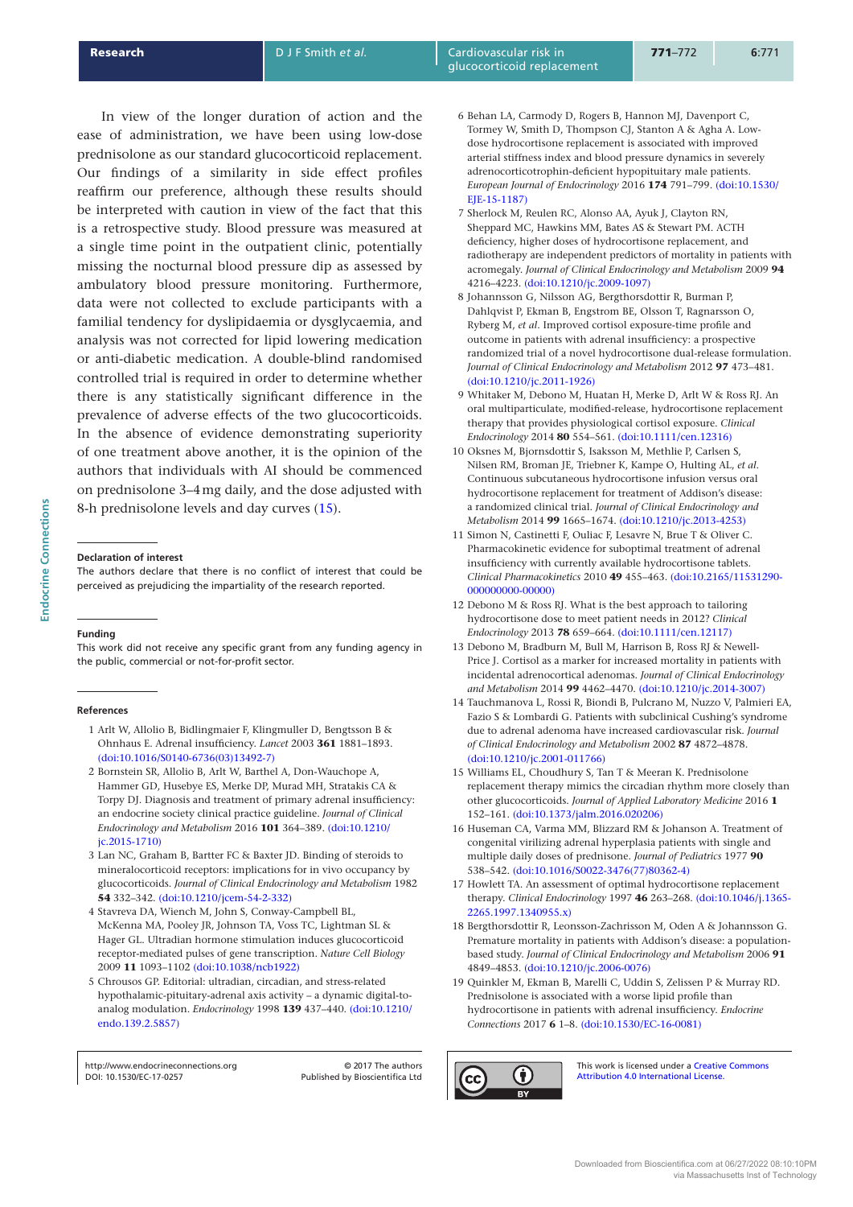In view of the longer duration of action and the ease of administration, we have been using low-dose prednisolone as our standard glucocorticoid replacement. Our findings of a similarity in side effect profiles reaffirm our preference, although these results should be interpreted with caution in view of the fact that this is a retrospective study. Blood pressure was measured at a single time point in the outpatient clinic, potentially missing the nocturnal blood pressure dip as assessed by ambulatory blood pressure monitoring. Furthermore, data were not collected to exclude participants with a familial tendency for dyslipidaemia or dysglycaemia, and analysis was not corrected for lipid lowering medication or anti-diabetic medication. A double-blind randomised controlled trial is required in order to determine whether there is any statistically significant difference in the prevalence of adverse effects of the two glucocorticoids. In the absence of evidence demonstrating superiority of one treatment above another, it is the opinion of the authors that individuals with AI should be commenced on prednisolone 3–4 mg daily, and the dose adjusted with 8-h prednisolone levels and day curves (15).

### Declaration of interest

The authors declare that there is no conflict of interest that could be perceived as prejudicing the impartiality of the research reported.

### Funding

This work did not receive any specific grant from any funding agency in the public, commercial or not-for-profit sector.

### References

1. Arlt W, Allolio B, Bidlingmaier F, Klingmuller D, Bengtsson B & Ohnhaus E. Adrenal insufficiency. *Lancet* 2003 **361** 1881–1893. (doi:10.1016/S0140-6736(03)13492-7)
2. Bornstein SR, Allolio B, Arlt W, Barthel A, Don-Wauchope A, Hammer GD, Husebye ES, Merke DP, Murad MH, Stratakis CA & Torpy DJ. Diagnosis and treatment of primary adrenal insufficiency: an endocrine society clinical practice guideline. *Journal of Clinical Endocrinology and Metabolism* 2016 **101** 364–389. (doi:10.1210/jc.2015-1710)
3. Lan NC, Graham B, Bartter FC & Baxter JD. Binding of steroids to mineralocorticoid receptors: implications for in vivo occupancy by glucocorticoids. *Journal of Clinical Endocrinology and Metabolism* 1982 **54** 332–342. (doi:10.1210/jcem-54-2-332)
4. Stavreva DA, Wiench M, John S, Conway-Campbell BL, McKenna MA, Pooley JR, Johnson TA, Voss TC, Lightman SL & Hager GL. Ultradian hormone stimulation induces glucocorticoid receptor-mediated pulses of gene transcription. *Nature Cell Biology* 2009 **11** 1093–1102 (doi:10.1038/ncb1922)
5. Chrousos GP. Editorial: ultradian, circadian, and stress-related hypothalamic-pituitary-adrenal axis activity – a dynamic digital-to-analog modulation. *Endocrinology* 1998 **139** 437–440. (doi:10.1210/endo.139.2.5857)
6. Behan LA, Carmody D, Rogers B, Hannon MJ, Davenport C, Tormey W, Smith D, Thompson CJ, Stanton A & Agha A. Low-dose hydrocortisone replacement is associated with improved arterial stiffness index and blood pressure dynamics in severely adrenocorticotrophin-deficient hypopituitary male patients. *European Journal of Endocrinology* 2016 **174** 791–799. (doi:10.1530/EJE-15-1187)
7. Sherlock M, Reulen RC, Alonso AA, Ayuk J, Clayton RN, Sheppard MC, Hawkins MM, Bates AS & Stewart PM. ACTH deficiency, higher doses of hydrocortisone replacement, and radiotherapy are independent predictors of mortality in patients with acromegaly. *Journal of Clinical Endocrinology and Metabolism* 2009 **94** 4216–4223. (doi:10.1210/jc.2009-1097)
8. Johannsson G, Nilsson AG, Bergthorsdottir R, Burman P, Dahlqvist P, Ekman B, Engstrom BE, Olsson T, Ragnarsson O, Ryberg M, *et al*. Improved cortisol exposure-time profile and outcome in patients with adrenal insufficiency: a prospective randomized trial of a novel hydrocortisone dual-release formulation. *Journal of Clinical Endocrinology and Metabolism* 2012 **97** 473–481. (doi:10.1210/jc.2011-1926)
9. Whitaker M, Debono M, Huatan H, Merke D, Arlt W & Ross RJ. An oral multiparticulate, modified-release, hydrocortisone replacement therapy that provides physiological cortisol exposure. *Clinical Endocrinology* 2014 **80** 554–561. (doi:10.1111/cen.12316)
10. Oksnes M, Bjornsdottir S, Isaksson M, Methlie P, Carlsen S, Nilsen RM, Broman JE, Triebner K, Kampe O, Hulting AL, *et al*. Continuous subcutaneous hydrocortisone infusion versus oral hydrocortisone replacement for treatment of Addison's disease: a randomized clinical trial. *Journal of Clinical Endocrinology and Metabolism* 2014 **99** 1665–1674. (doi:10.1210/jc.2013-4253)
11. Simon N, Castinetti F, Ouliac F, Lesavre N, Brue T & Oliver C. Pharmacokinetic evidence for suboptimal treatment of adrenal insufficiency with currently available hydrocortisone tablets. *Clinical Pharmacokinetics* 2010 **49** 455–463. (doi:10.2165/11531290-000000000-00000)
12. Debono M & Ross RJ. What is the best approach to tailoring hydrocortisone dose to meet patient needs in 2012? *Clinical Endocrinology* 2013 **78** 659–664. (doi:10.1111/cen.12117)
13. Debono M, Bradburn M, Bull M, Harrison B, Ross RJ & Newell-Price J. Cortisol as a marker for increased mortality in patients with incidental adrenocortical adenomas. *Journal of Clinical Endocrinology and Metabolism* 2014 **99** 4462–4470. (doi:10.1210/jc.2014-3007)
14. Tauchmanova L, Rossi R, Biondi B, Pulcrano M, Nuzzo V, Palmieri EA, Fazio S & Lombardi G. Patients with subclinical Cushing's syndrome due to adrenal adenoma have increased cardiovascular risk. *Journal of Clinical Endocrinology and Metabolism* 2002 **87** 4872–4878. (doi:10.1210/jc.2001-011766)
15. Williams EL, Choudhury S, Tan T & Meeran K. Prednisolone replacement therapy mimics the circadian rhythm more closely than other glucocorticoids. *Journal of Applied Laboratory Medicine* 2016 **1** 152–161. (doi:10.1373/jalm.2016.020206)
16. Huseman CA, Varma MM, Blizzard RM & Johanson A. Treatment of congenital virilizing adrenal hyperplasia patients with single and multiple daily doses of prednisone. *Journal of Pediatrics* 1977 **90** 538–542. (doi:10.1016/S0022-3476(77)80362-4)
17. Howlett TA. An assessment of optimal hydrocortisone replacement therapy. *Clinical Endocrinology* 1997 **46** 263–268. (doi:10.1046/j.1365-2265.1997.1340955.x)
18. Bergthorsdottir R, Leonsson-Zachrisson M, Oden A & Johannsson G. Premature mortality in patients with Addison's disease: a population-based study. *Journal of Clinical Endocrinology and Metabolism* 2006 **91** 4849–4853. (doi:10.1210/jc.2006-0076)
19. Quinkler M, Ekman B, Marelli C, Uddin S, Zelissen P & Murray RD. Prednisolone is associated with a worse lipid profile than hydrocortisone in patients with adrenal insufficiency. *Endocrine Connections* 2017 **6** 1–8. (doi:10.1530/EC-16-0081)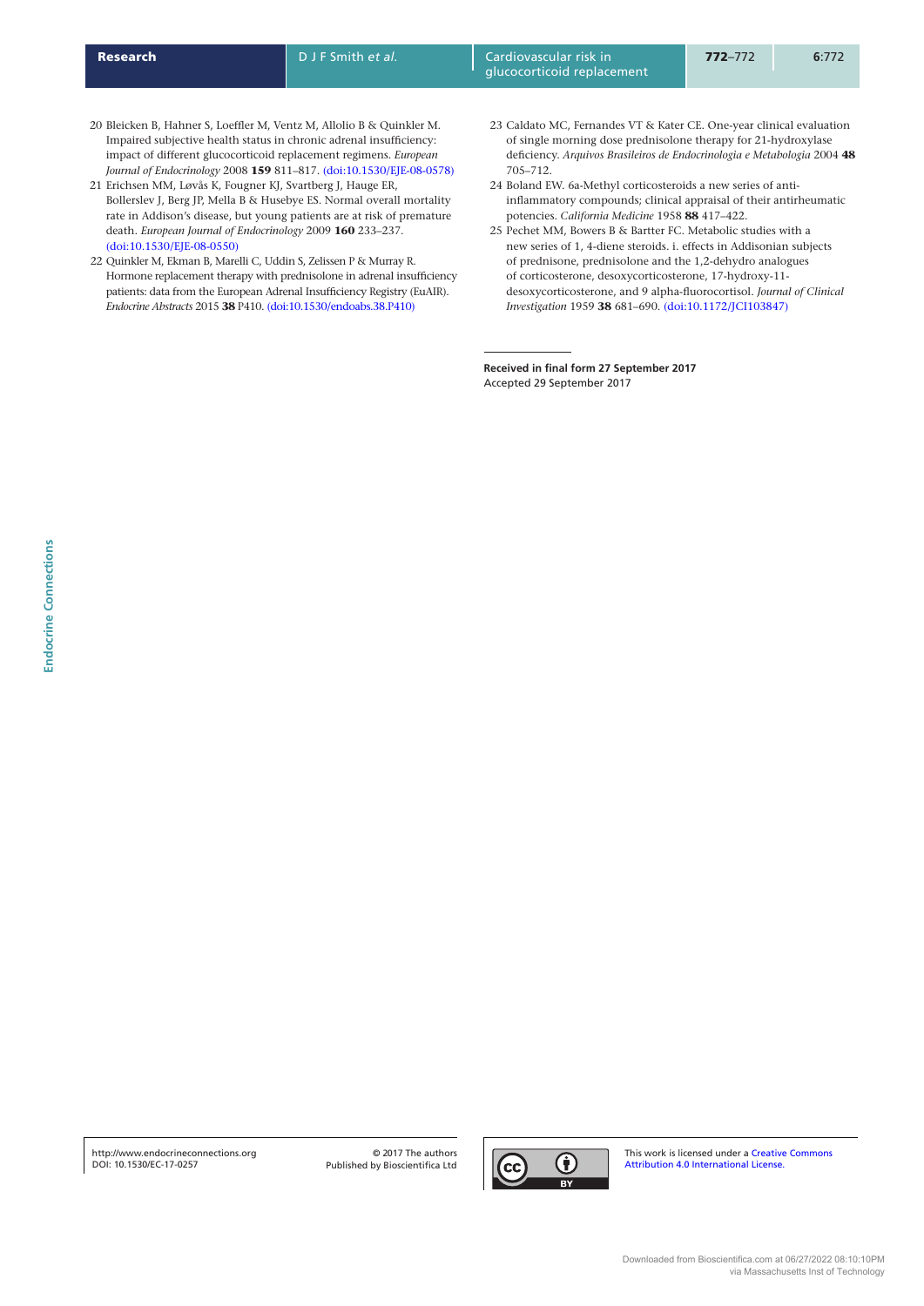20 Bleicken B, Hahner S, Loeffler M, Ventz M, Allolio B & Quinkler M. Impaired subjective health status in chronic adrenal insufficiency: impact of different glucocorticoid replacement regimens. *European Journal of Endocrinology* 2008 **159** 811–817. (doi:10.1530/EJE-08-0578)

21 Erichsen MM, Løvås K, Fougner KJ, Svartberg J, Hauge ER, Bollerslev J, Berg JP, Mella B & Husebye ES. Normal overall mortality rate in Addison's disease, but young patients are at risk of premature death. *European Journal of Endocrinology* 2009 **160** 233–237. (doi:10.1530/EJE-08-0550)

22 Quinkler M, Ekman B, Marelli C, Uddin S, Zelissen P & Murray R. Hormone replacement therapy with prednisolone in adrenal insufficiency patients: data from the European Adrenal Insufficiency Registry (EuAIR). *Endocrine Abstracts* 2015 **38** P410. (doi:10.1530/endoabs.38.P410)

23 Caldato MC, Fernandes VT & Kater CE. One-year clinical evaluation of single morning dose prednisolone therapy for 21-hydroxylase deficiency. *Arquivos Brasileiros de Endocrinologia e Metabologia* 2004 **48** 705–712.

24 Boland EW. 6a-Methyl corticosteroids a new series of anti-inflammatory compounds; clinical appraisal of their antirheumatic potencies. *California Medicine* 1958 **88** 417–422.

25 Pechet MM, Bowers B & Bartter FC. Metabolic studies with a new series of 1, 4-diene steroids. i. effects in Addisonian subjects of prednisone, prednisolone and the 1,2-dehydro analogues of corticosterone, desoxycorticosterone, 17-hydroxy-11-desoxycorticosterone, and 9 alpha-fluorocortisol. *Journal of Clinical Investigation* 1959 **38** 681–690. (doi:10.1172/JCI103847)

---

**Received in final form 27 September 2017**
Accepted 29 September 2017